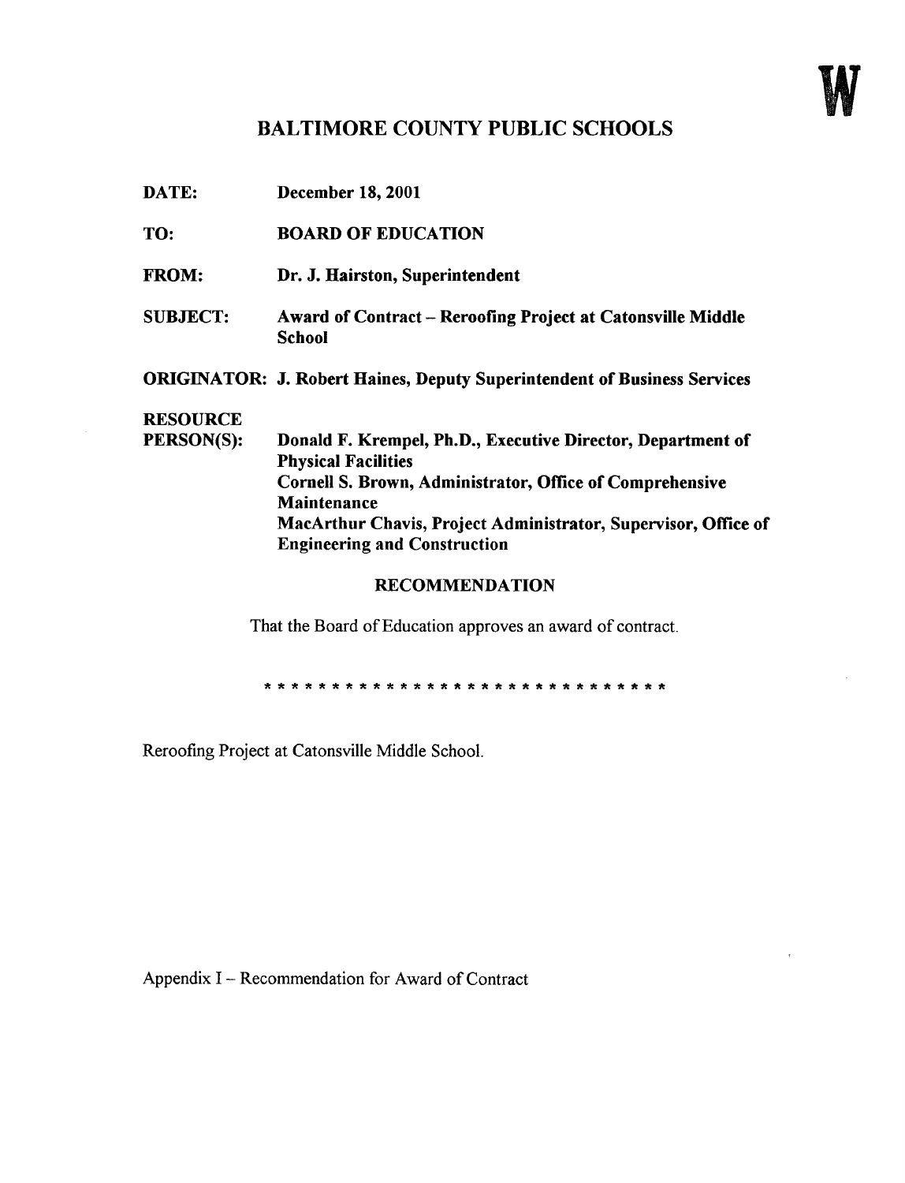W

# BALTIMORE COUNTY PUBLIC SCHOOLS

**DATE:** December 18, 2001

**TO:** BOARD OF EDUCATION

**FROM:** Dr. J. Hairston, Superintendent

**SUBJECT:** Award of Contract – Reroofing Project at Catonsville Middle School

**ORIGINATOR:** J. Robert Haines, Deputy Superintendent of Business Services

**RESOURCE PERSON(S):** Donald F. Krempel, Ph.D., Executive Director, Department of Physical Facilities
Cornell S. Brown, Administrator, Office of Comprehensive Maintenance
MacArthur Chavis, Project Administrator, Supervisor, Office of Engineering and Construction

## RECOMMENDATION

That the Board of Education approves an award of contract.

* * * * * * * * * * * * * * * * * * * * * * * * * * * * * *

Reroofing Project at Catonsville Middle School.

Appendix I – Recommendation for Award of Contract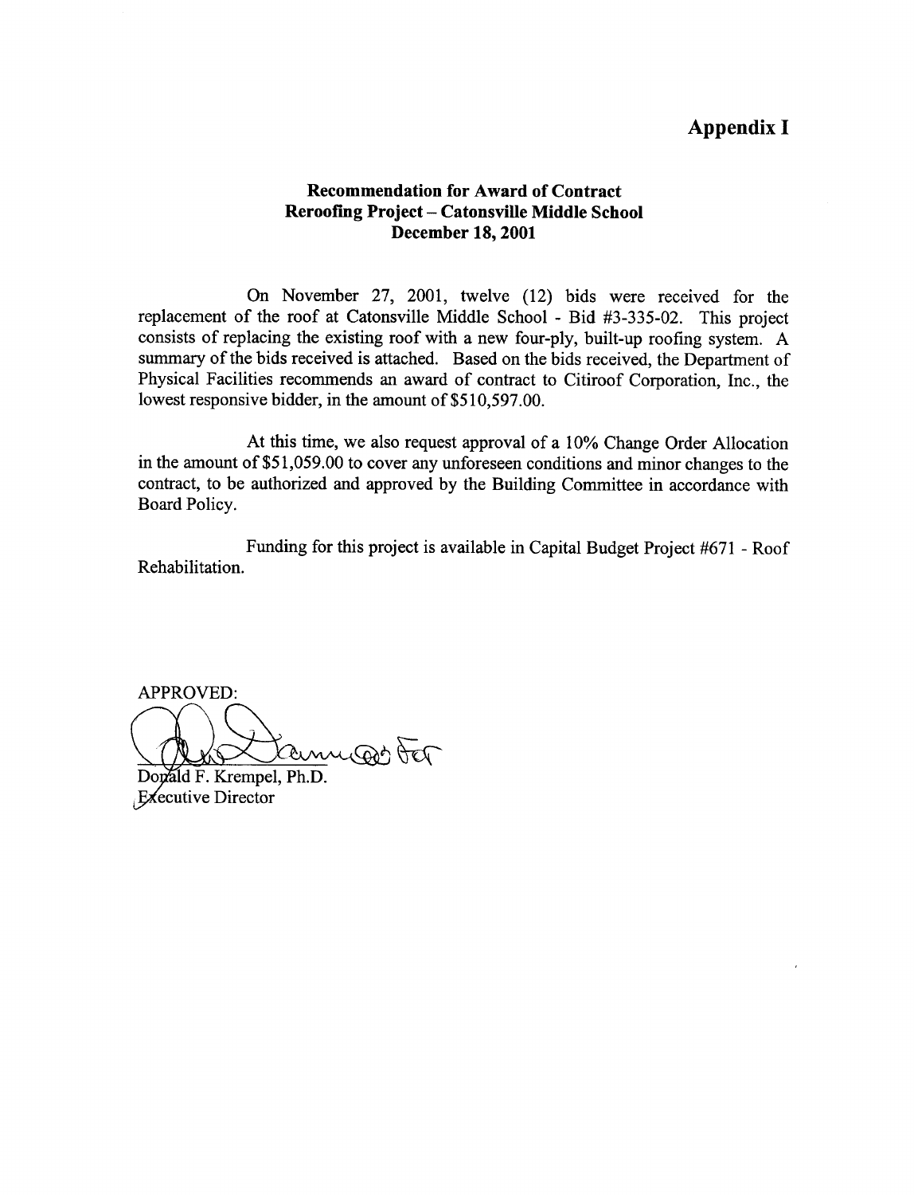# Appendix I

**Recommendation for Award of Contract**
**Reroofing Project – Catonsville Middle School**
**December 18, 2001**

On November 27, 2001, twelve (12) bids were received for the replacement of the roof at Catonsville Middle School - Bid #3-335-02. This project consists of replacing the existing roof with a new four-ply, built-up roofing system. A summary of the bids received is attached. Based on the bids received, the Department of Physical Facilities recommends an award of contract to Citiroof Corporation, Inc., the lowest responsive bidder, in the amount of $510,597.00.

At this time, we also request approval of a 10% Change Order Allocation in the amount of $51,059.00 to cover any unforeseen conditions and minor changes to the contract, to be authorized and approved by the Building Committee in accordance with Board Policy.

Funding for this project is available in Capital Budget Project #671 - Roof Rehabilitation.

APPROVED:

Donald F. Krempel, Ph.D.
Executive Director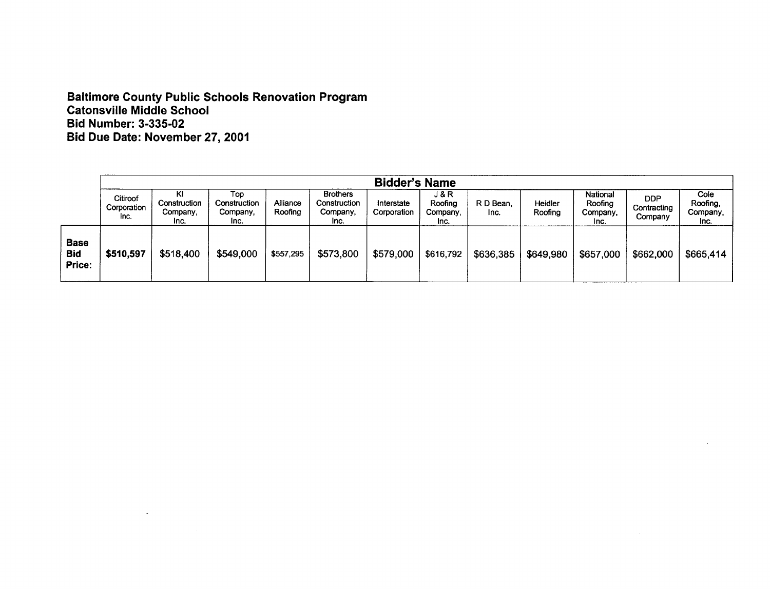**Baltimore County Public Schools Renovation Program**
**Catonsville Middle School**
**Bid Number: 3-335-02**
**Bid Due Date: November 27, 2001**

| | Bidder's Name | | | | | | | | | | | |
|---|---|---|---|---|---|---|---|---|---|---|---|---|
| | Citiroof Corporation Inc. | KI Construction Company, Inc. | Top Construction Company, Inc. | Alliance Roofing | Brothers Construction Company, Inc. | Interstate Corporation | J & R Roofing Company, Inc. | R D Bean, Inc. | Heidler Roofing | National Roofing Company, Inc. | DDP Contracting Company | Cole Roofing, Company, Inc. |
| **Base Bid Price:** | **$510,597** | $518,400 | $549,000 | $557,295 | $573,800 | $579,000 | $616,792 | $636,385 | $649,980 | $657,000 | $662,000 | $665,414 |